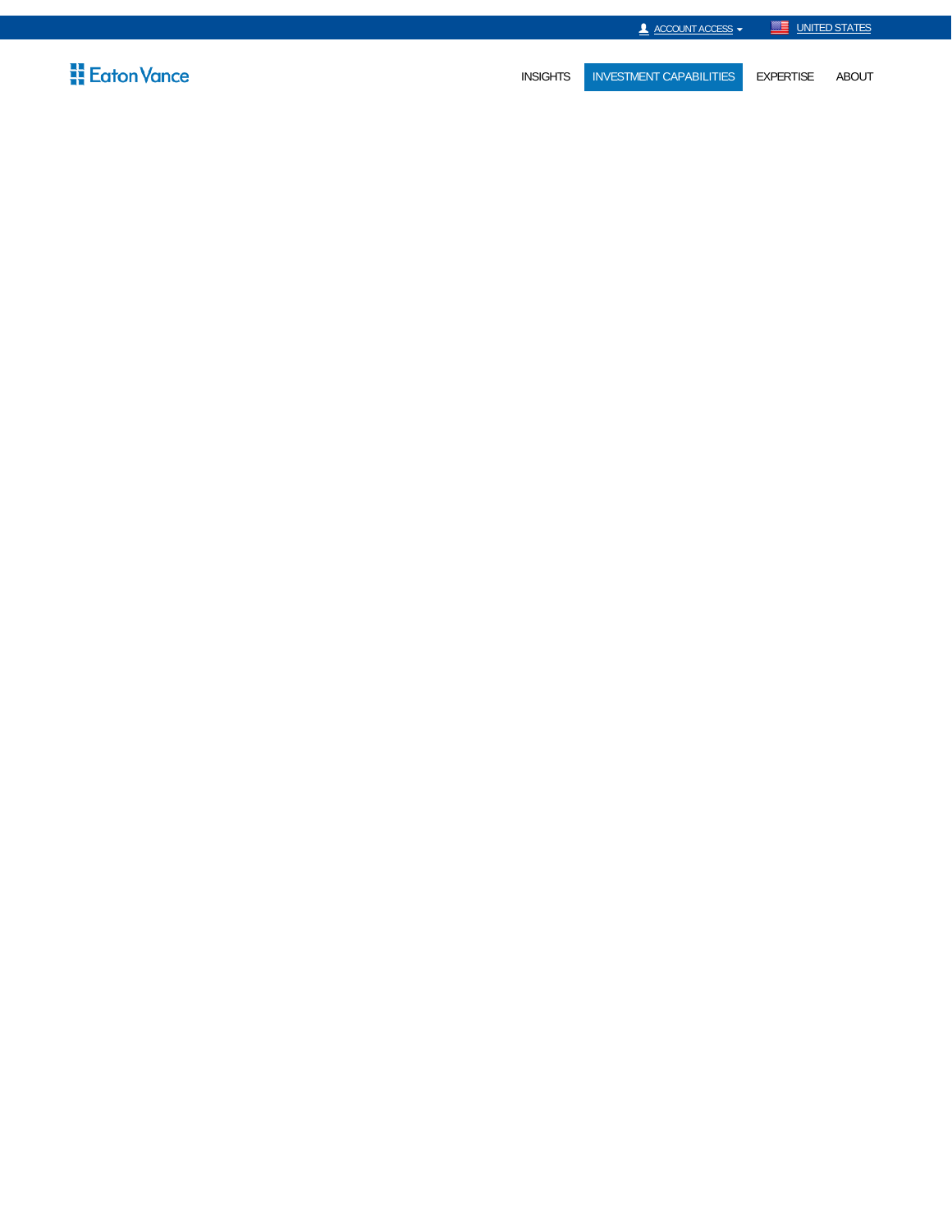ACCOUNT ACCESS

UNITED STATES

Eaton Vance

INSIGHTS | INVESTMENT CAPABILITIES | EXPERTISE | ABOUT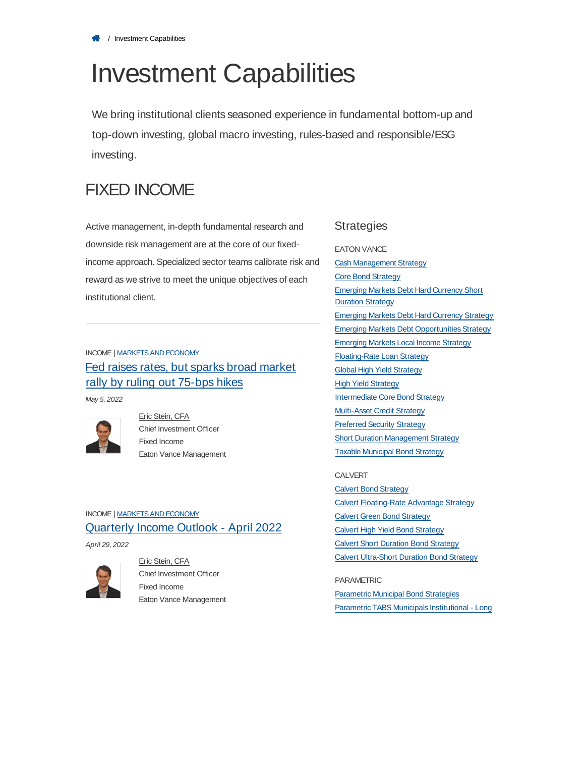/ Investment Capabilities

# Investment Capabilities

We bring institutional clients seasoned experience in fundamental bottom-up and top-down investing, global macro investing, rules-based and responsible/ESG investing.

## FIXED INCOME

Active management, in-depth fundamental research and downside risk management are at the core of our fixed-income approach. Specialized sector teams calibrate risk and reward as we strive to meet the unique objectives of each institutional client.

---

INCOME | MARKETS AND ECONOMY

### Fed raises rates, but sparks broad market rally by ruling out 75-bps hikes

*May 5, 2022*

Eric Stein, CFA
Chief Investment Officer
Fixed Income
Eaton Vance Management

INCOME | MARKETS AND ECONOMY

### Quarterly Income Outlook - April 2022

*April 29, 2022*

Eric Stein, CFA
Chief Investment Officer
Fixed Income
Eaton Vance Management

### Strategies

EATON VANCE

- Cash Management Strategy
- Core Bond Strategy
- Emerging Markets Debt Hard Currency Short Duration Strategy
- Emerging Markets Debt Hard Currency Strategy
- Emerging Markets Debt Opportunities Strategy
- Emerging Markets Local Income Strategy
- Floating-Rate Loan Strategy
- Global High Yield Strategy
- High Yield Strategy
- Intermediate Core Bond Strategy
- Multi-Asset Credit Strategy
- Preferred Security Strategy
- Short Duration Management Strategy
- Taxable Municipal Bond Strategy

CALVERT

- Calvert Bond Strategy
- Calvert Floating-Rate Advantage Strategy
- Calvert Green Bond Strategy
- Calvert High Yield Bond Strategy
- Calvert Short Duration Bond Strategy
- Calvert Ultra-Short Duration Bond Strategy

PARAMETRIC

- Parametric Municipal Bond Strategies
- Parametric TABS Municipals Institutional - Long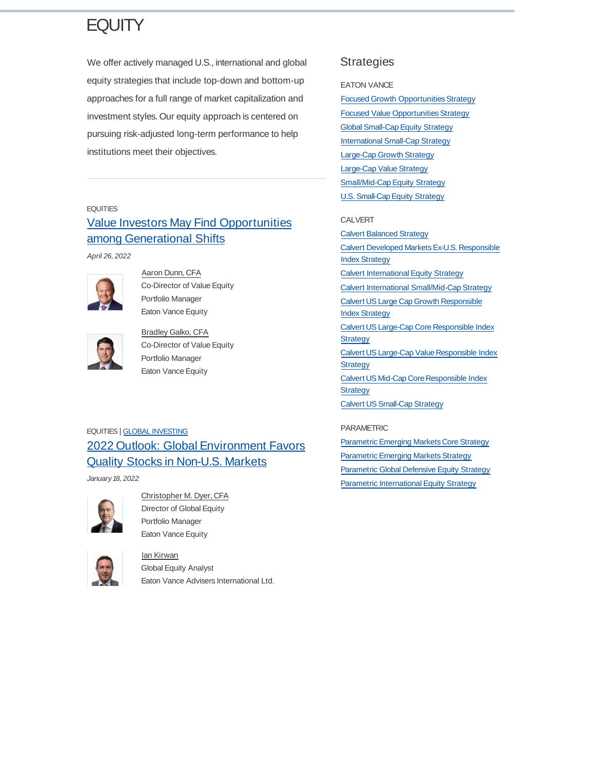# EQUITY

We offer actively managed U.S., international and global equity strategies that include top-down and bottom-up approaches for a full range of market capitalization and investment styles. Our equity approach is centered on pursuing risk-adjusted long-term performance to help institutions meet their objectives.

---

EQUITIES

## Value Investors May Find Opportunities among Generational Shifts

*April 26, 2022*

Aaron Dunn, CFA
Co-Director of Value Equity
Portfolio Manager
Eaton Vance Equity

Bradley Galko, CFA
Co-Director of Value Equity
Portfolio Manager
Eaton Vance Equity

EQUITIES | GLOBAL INVESTING

## 2022 Outlook: Global Environment Favors Quality Stocks in Non-U.S. Markets

*January 18, 2022*

Christopher M. Dyer, CFA
Director of Global Equity
Portfolio Manager
Eaton Vance Equity

Ian Kirwan
Global Equity Analyst
Eaton Vance Advisers International Ltd.

## Strategies

EATON VANCE

- Focused Growth Opportunities Strategy
- Focused Value Opportunities Strategy
- Global Small-Cap Equity Strategy
- International Small-Cap Strategy
- Large-Cap Growth Strategy
- Large-Cap Value Strategy
- Small/Mid-Cap Equity Strategy
- U.S. Small-Cap Equity Strategy

CALVERT

- Calvert Balanced Strategy
- Calvert Developed Markets Ex-U.S. Responsible Index Strategy
- Calvert International Equity Strategy
- Calvert International Small/Mid-Cap Strategy
- Calvert US Large Cap Growth Responsible Index Strategy
- Calvert US Large-Cap Core Responsible Index Strategy
- Calvert US Large-Cap Value Responsible Index Strategy
- Calvert US Mid-Cap Core Responsible Index Strategy
- Calvert US Small-Cap Strategy

PARAMETRIC

- Parametric Emerging Markets Core Strategy
- Parametric Emerging Markets Strategy
- Parametric Global Defensive Equity Strategy
- Parametric International Equity Strategy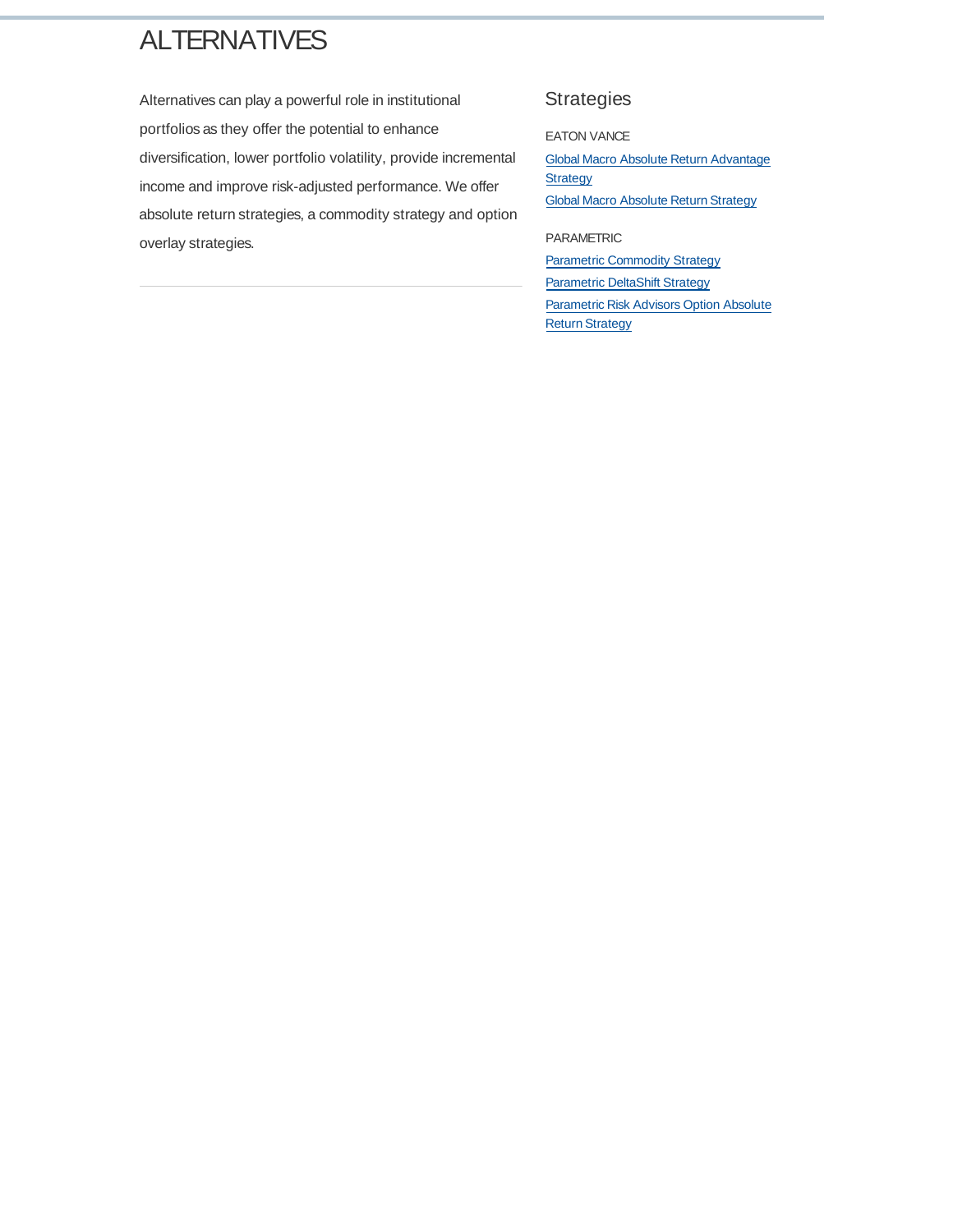# ALTERNATIVES

Alternatives can play a powerful role in institutional portfolios as they offer the potential to enhance diversification, lower portfolio volatility, provide incremental income and improve risk-adjusted performance. We offer absolute return strategies, a commodity strategy and option overlay strategies.

## Strategies

EATON VANCE

- Global Macro Absolute Return Advantage Strategy
- Global Macro Absolute Return Strategy

PARAMETRIC

- Parametric Commodity Strategy
- Parametric DeltaShift Strategy
- Parametric Risk Advisors Option Absolute Return Strategy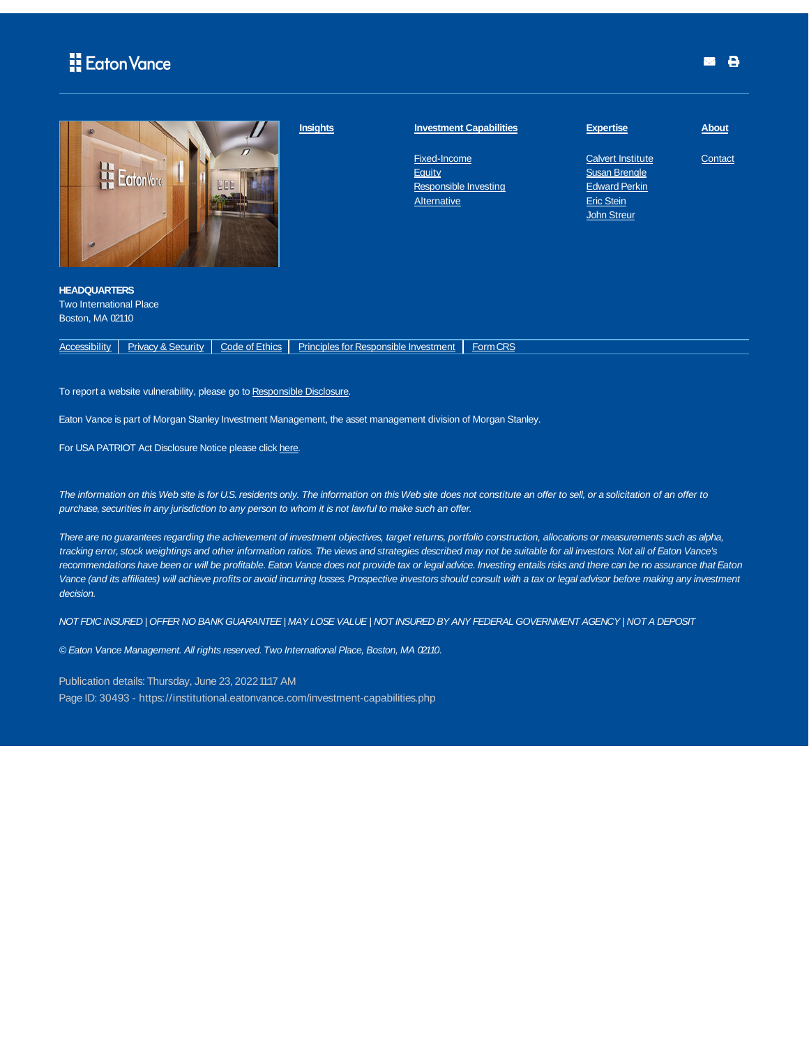Eaton Vance

**Insights**

**Investment Capabilities**

- Fixed-Income
- Equity
- Responsible Investing
- Alternative

**Expertise**

- Calvert Institute
- Susan Brengle
- Edward Perkin
- Eric Stein
- John Streur

**About**

- Contact

**HEADQUARTERS**
Two International Place
Boston, MA 02110

Accessibility | Privacy & Security | Code of Ethics | Principles for Responsible Investment | Form CRS

To report a website vulnerability, please go to Responsible Disclosure.

Eaton Vance is part of Morgan Stanley Investment Management, the asset management division of Morgan Stanley.

For USA PATRIOT Act Disclosure Notice please click here.

*The information on this Web site is for U.S. residents only. The information on this Web site does not constitute an offer to sell, or a solicitation of an offer to purchase, securities in any jurisdiction to any person to whom it is not lawful to make such an offer.*

*There are no guarantees regarding the achievement of investment objectives, target returns, portfolio construction, allocations or measurements such as alpha, tracking error, stock weightings and other information ratios. The views and strategies described may not be suitable for all investors. Not all of Eaton Vance's recommendations have been or will be profitable. Eaton Vance does not provide tax or legal advice. Investing entails risks and there can be no assurance that Eaton Vance (and its affiliates) will achieve profits or avoid incurring losses. Prospective investors should consult with a tax or legal advisor before making any investment decision.*

*NOT FDIC INSURED | OFFER NO BANK GUARANTEE | MAY LOSE VALUE | NOT INSURED BY ANY FEDERAL GOVERNMENT AGENCY | NOT A DEPOSIT*

*© Eaton Vance Management. All rights reserved. Two International Place, Boston, MA 02110.*

Publication details: Thursday, June 23, 2022 11:17 AM
Page ID: 30493 - https://institutional.eatonvance.com/investment-capabilities.php